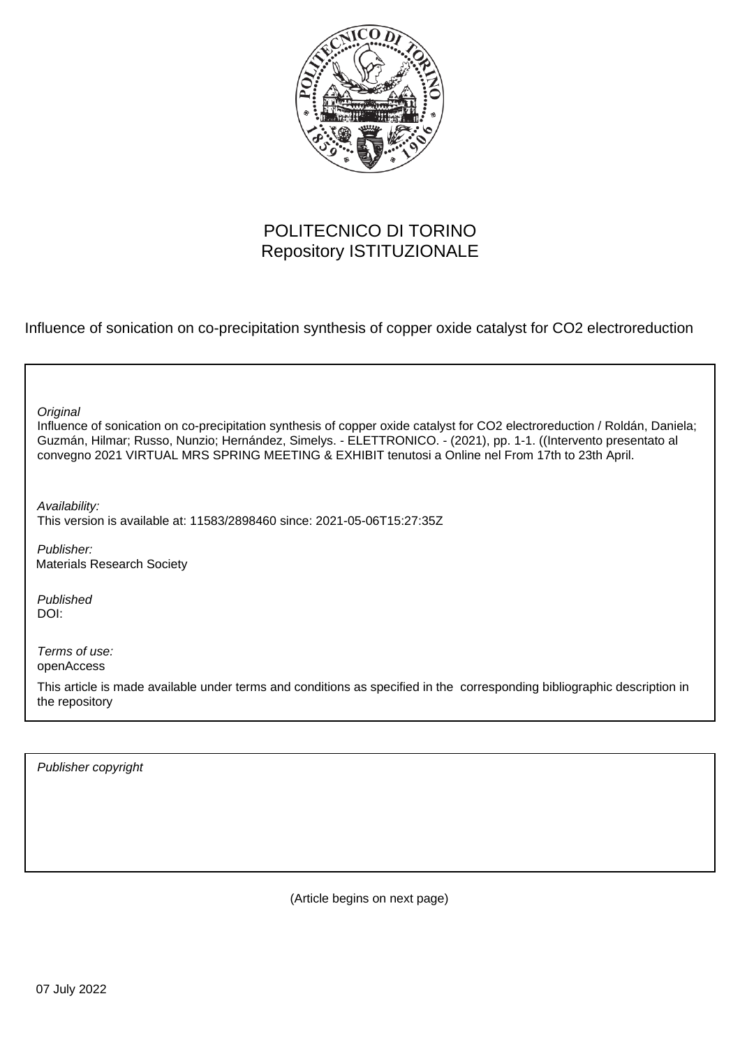POLITECNICO DI TORINO
Repository ISTITUZIONALE

Influence of sonication on co-precipitation synthesis of copper oxide catalyst for CO2 electroreduction

*Original*
Influence of sonication on co-precipitation synthesis of copper oxide catalyst for CO2 electroreduction / Roldán, Daniela; Guzmán, Hilmar; Russo, Nunzio; Hernández, Simelys. - ELETTRONICO. - (2021), pp. 1-1. ((Intervento presentato al convegno 2021 VIRTUAL MRS SPRING MEETING & EXHIBIT tenutosi a Online nel From 17th to 23th April.

*Availability:*
This version is available at: 11583/2898460 since: 2021-05-06T15:27:35Z

*Publisher:*
Materials Research Society

*Published*
DOI:

*Terms of use:*
openAccess

This article is made available under terms and conditions as specified in the corresponding bibliographic description in the repository

*Publisher copyright*

(Article begins on next page)

07 July 2022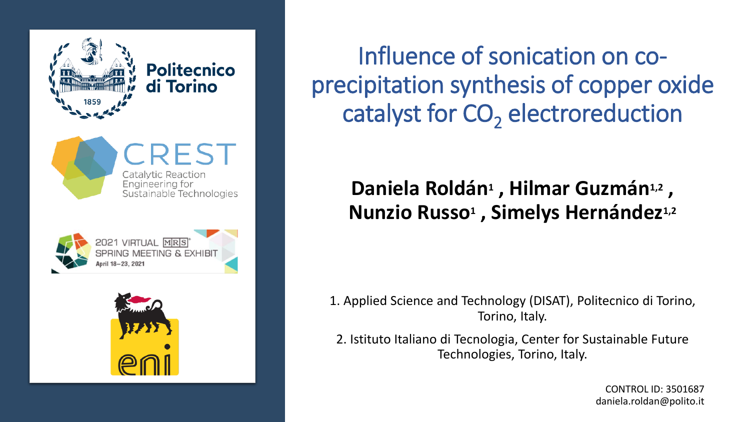Politecnico di Torino

CREST
Catalytic Reaction Engineering for Sustainable Technologies

2021 VIRTUAL MRS SPRING MEETING & EXHIBIT
April 18–23, 2021

eni

# Influence of sonication on co-precipitation synthesis of copper oxide catalyst for $CO_2$ electroreduction

**Daniela Roldán[1] , Hilmar Guzmán[1,2] , Nunzio Russo[1] , Simelys Hernández[1,2]**

1. Applied Science and Technology (DISAT), Politecnico di Torino, Torino, Italy.

2. Istituto Italiano di Tecnologia, Center for Sustainable Future Technologies, Torino, Italy.

CONTROL ID: 3501687
daniela.roldan@polito.it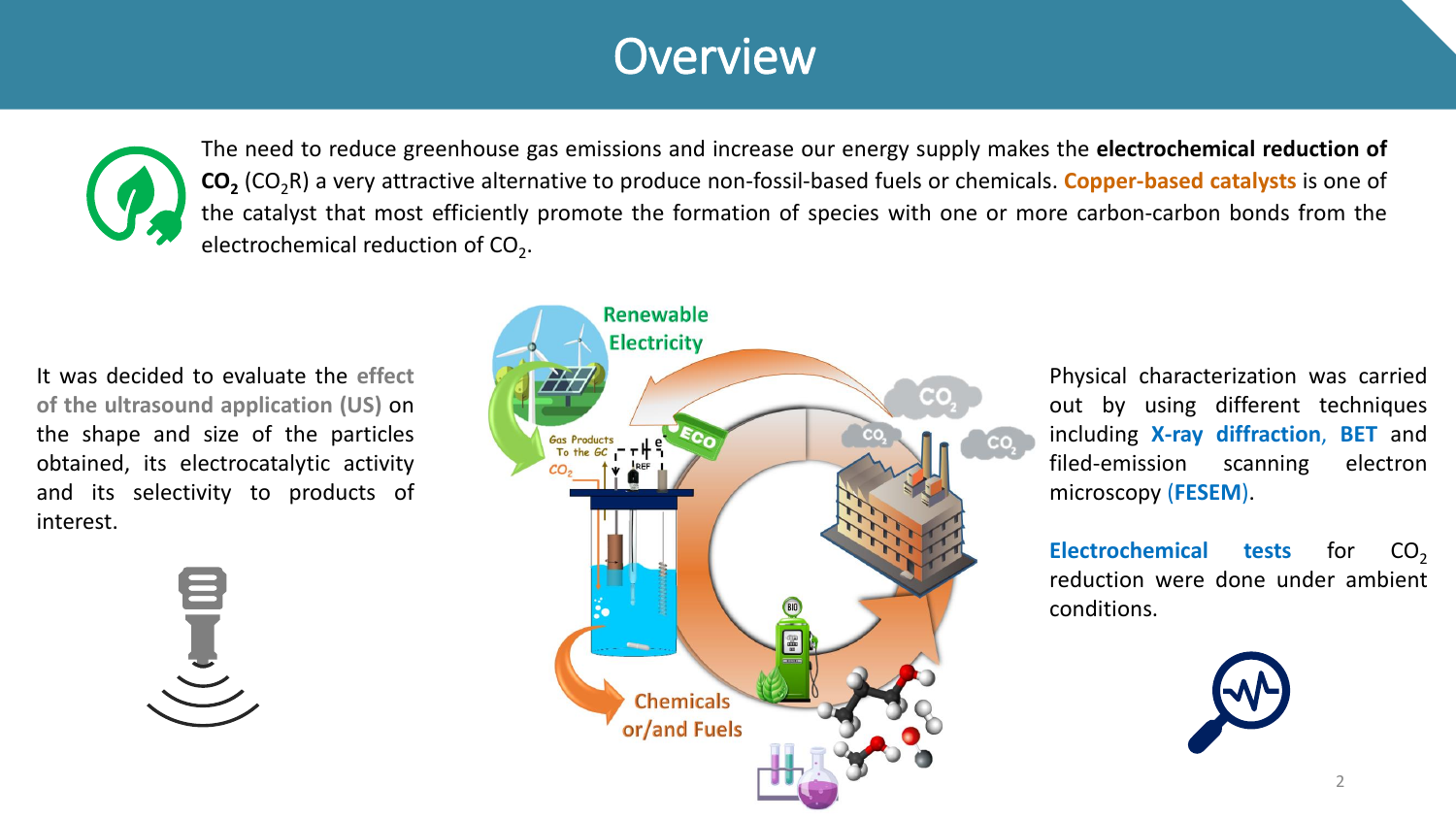# Overview

The need to reduce greenhouse gas emissions and increase our energy supply makes the **electrochemical reduction of $CO_2$** ($CO_2R$) a very attractive alternative to produce non-fossil-based fuels or chemicals. **Copper-based catalysts** is one of the catalyst that most efficiently promote the formation of species with one or more carbon-carbon bonds from the electrochemical reduction of $CO_2$.

It was decided to evaluate the **effect of the ultrasound application (US)** on the shape and size of the particles obtained, its electrocatalytic activity and its selectivity to products of interest.

Physical characterization was carried out by using different techniques including **X-ray diffraction**, **BET** and filed-emission scanning electron microscopy (**FESEM**).

**Electrochemical tests** for $CO_2$ reduction were done under ambient conditions.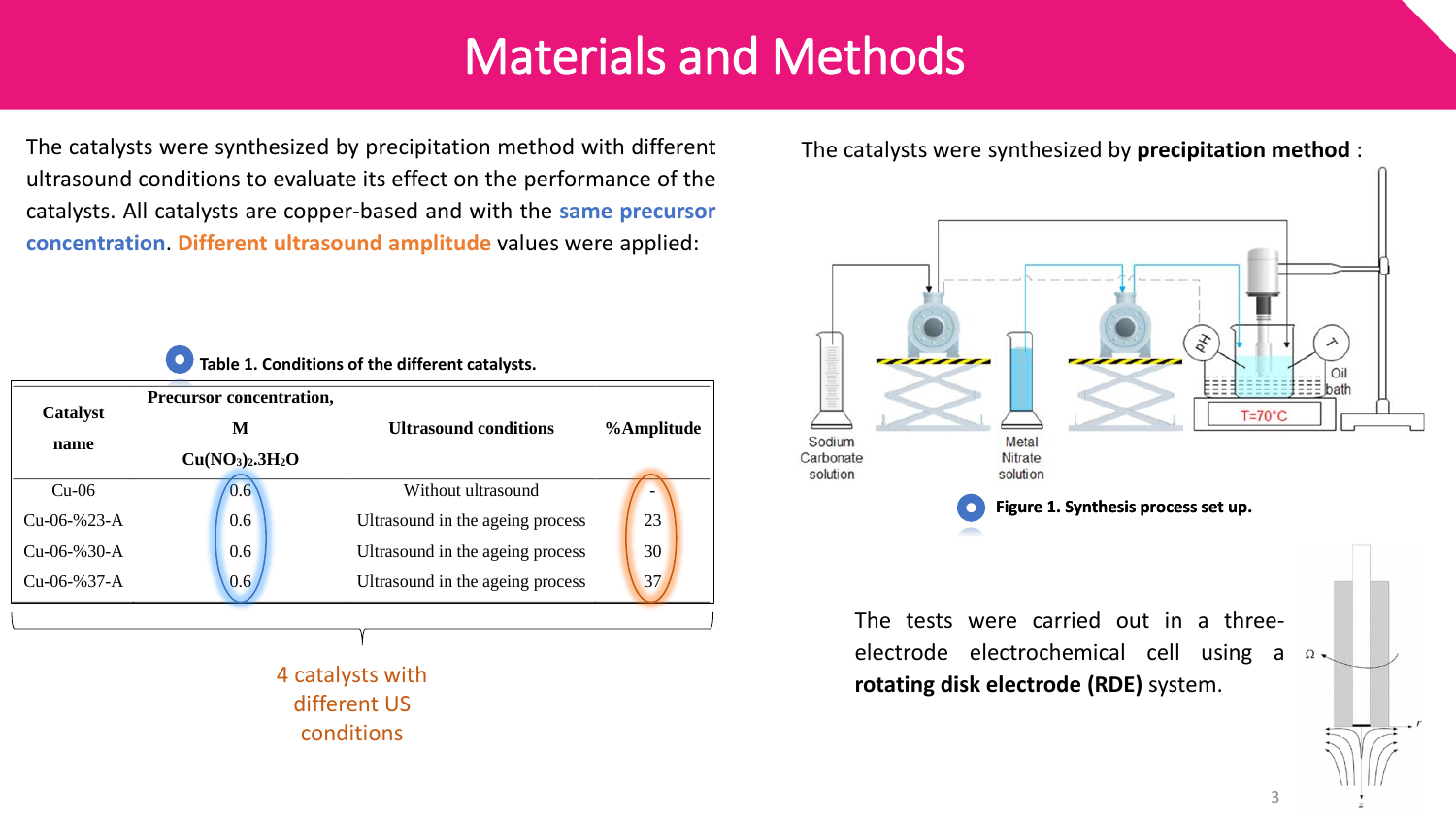# Materials and Methods

The catalysts were synthesized by precipitation method with different ultrasound conditions to evaluate its effect on the performance of the catalysts. All catalysts are copper-based and with the **same precursor concentration**. **Different ultrasound amplitude** values were applied:

**Table 1. Conditions of the different catalysts.**

| Catalyst name | Precursor concentration, M $Cu(NO_3)_2.3H_2O$ | Ultrasound conditions | %Amplitude |
|---|---|---|---|
| Cu-06 | 0.6 | Without ultrasound | - |
| Cu-06-%23-A | 0.6 | Ultrasound in the ageing process | 23 |
| Cu-06-%30-A | 0.6 | Ultrasound in the ageing process | 30 |
| Cu-06-%37-A | 0.6 | Ultrasound in the ageing process | 37 |

4 catalysts with different US conditions

The catalysts were synthesized by **precipitation method** :

Sodium Carbonate solution

Metal Nitrate solution

pH

T

Oil bath

T=70°C

**Figure 1. Synthesis process set up.**

The tests were carried out in a three-electrode electrochemical cell using a **rotating disk electrode (RDE)** system.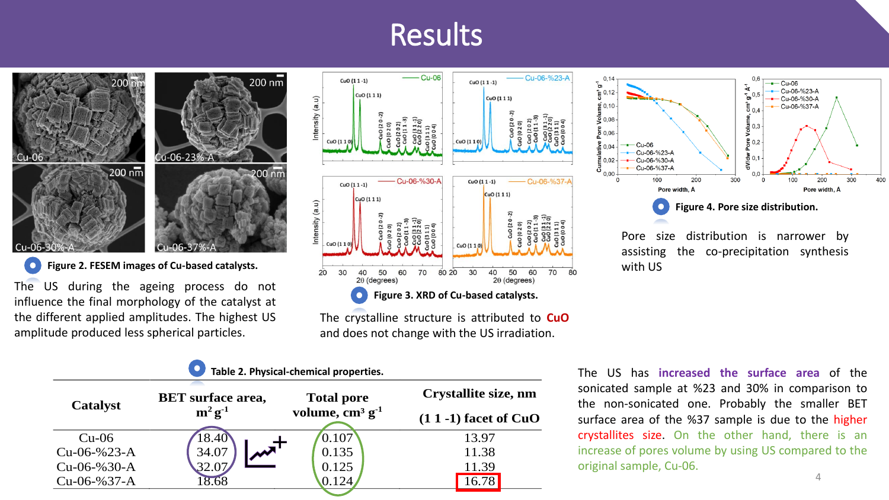# Results

**Figure 2. FESEM images of Cu-based catalysts.**

The US during the ageing process do not influence the final morphology of the catalyst at the different applied amplitudes. The highest US amplitude produced less spherical particles.

**Figure 3. XRD of Cu-based catalysts.**

The crystalline structure is attributed to **CuO** and does not change with the US irradiation.

**Figure 4. Pore size distribution.**

Pore size distribution is narrower by assisting the co-precipitation synthesis with US

**Table 2. Physical-chemical properties.**

| Catalyst | BET surface area, $m^2\,g^{-1}$ | Total pore volume, $cm^3\,g^{-1}$ | Crystallite size, nm (1 1 -1) facet of CuO |
|---|---|---|---|
| Cu-06 | 18.40 | 0.107 | 13.97 |
| Cu-06-%23-A | 34.07 | 0.135 | 11.38 |
| Cu-06-%30-A | 32.07 | 0.125 | 11.39 |
| Cu-06-%37-A | 18.68 | 0.124 | 16.78 |

The US has **increased the surface area** of the sonicated sample at %23 and 30% in comparison to the non-sonicated one. Probably the smaller BET surface area of the %37 sample is due to the higher crystallites size. On the other hand, there is an increase of pores volume by using US compared to the original sample, Cu-06.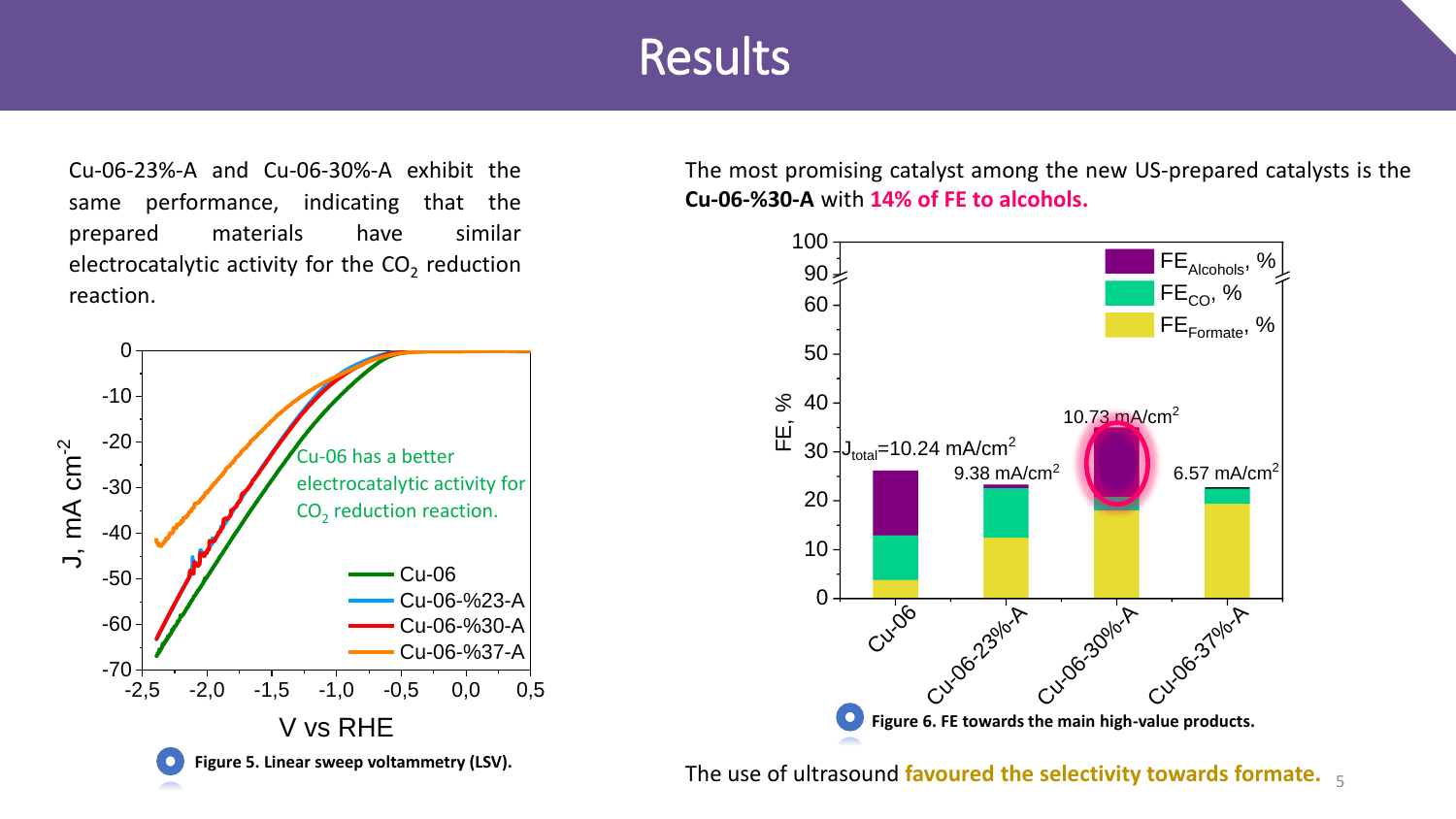# Results

Cu-06-23%-A and Cu-06-30%-A exhibit the same performance, indicating that the prepared materials have similar electrocatalytic activity for the $CO_2$ reduction reaction.

Cu-06 has a better electrocatalytic activity for $CO_2$ reduction reaction.

**Figure 5. Linear sweep voltammetry (LSV).**

The most promising catalyst among the new US-prepared catalysts is the **Cu-06-%30-A** with **14% of FE to alcohols.**

**Figure 6. FE towards the main high-value products.**

The use of ultrasound **favoured the selectivity towards formate.**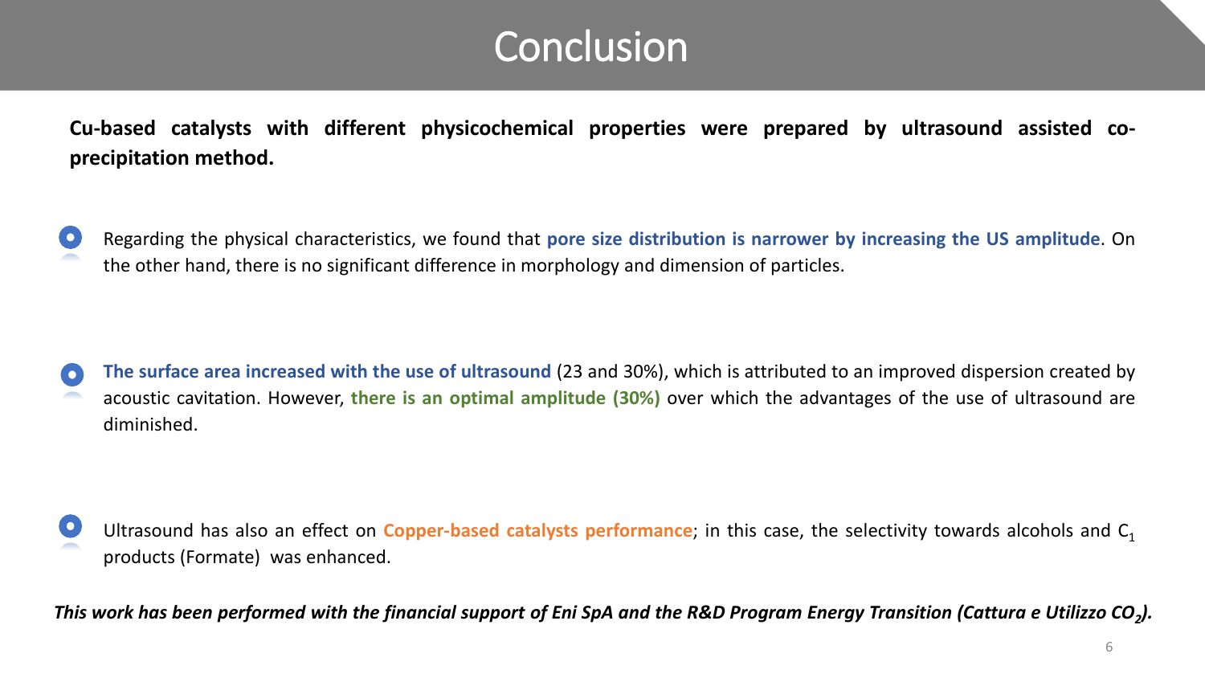# Conclusion

**Cu-based catalysts with different physicochemical properties were prepared by ultrasound assisted co-precipitation method.**

- Regarding the physical characteristics, we found that **pore size distribution is narrower by increasing the US amplitude**. On the other hand, there is no significant difference in morphology and dimension of particles.

- **The surface area increased with the use of ultrasound** (23 and 30%), which is attributed to an improved dispersion created by acoustic cavitation. However, **there is an optimal amplitude (30%)** over which the advantages of the use of ultrasound are diminished.

- Ultrasound has also an effect on **Copper-based catalysts performance**; in this case, the selectivity towards alcohols and $C_1$ products (Formate) was enhanced.

***This work has been performed with the financial support of Eni SpA and the R&D Program Energy Transition (Cattura e Utilizzo $CO_2$).***